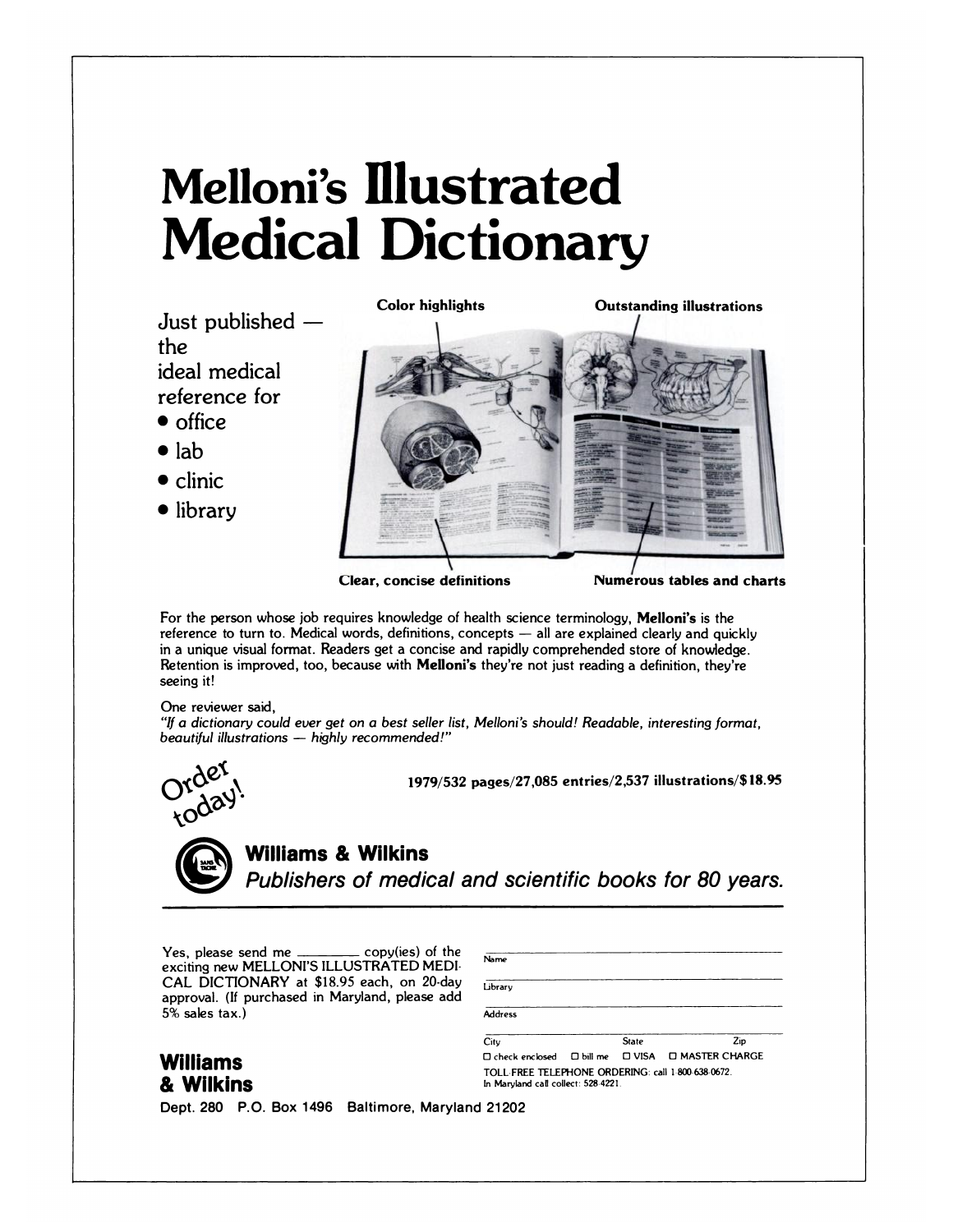# Melloni's Illustrated Medical Dictionary

Just published — the ideal medical reference for

- office
- lab
- clinic
- library

Color highlights

Outstanding illustrations

Clear, concise definitions

Numerous tables and charts

For the person whose job requires knowledge of health science terminology, **Melloni's** is the reference to turn to. Medical words, definitions, concepts — all are explained clearly and quickly in a unique visual format. Readers get a concise and rapidly comprehended store of knowledge. Retention is improved, too, because with **Melloni's** they're not just reading a definition, they're seeing it!

One reviewer said,
*"If a dictionary could ever get on a best seller list, Melloni's should! Readable, interesting format, beautiful illustrations — highly recommended!"*

Order today!

**1979/532 pages/27,085 entries/2,537 illustrations/$18.95**

**Williams & Wilkins**
***Publishers of medical and scientific books for 80 years.***

---

Yes, please send me ________ copy(ies) of the exciting new MELLONI'S ILLUSTRATED MEDICAL DICTIONARY at $18.95 each, on 20-day approval. (If purchased in Maryland, please add 5% sales tax.)

Name ________________

Library ________________

Address ________________

City ________ State ________ Zip ________

☐ check enclosed ☐ bill me ☐ VISA ☐ MASTER CHARGE

TOLL-FREE TELEPHONE ORDERING: call 1-800-638-0672.
In Maryland call collect: 528-4221.

**Williams & Wilkins**

Dept. 280 P.O. Box 1496 Baltimore, Maryland 21202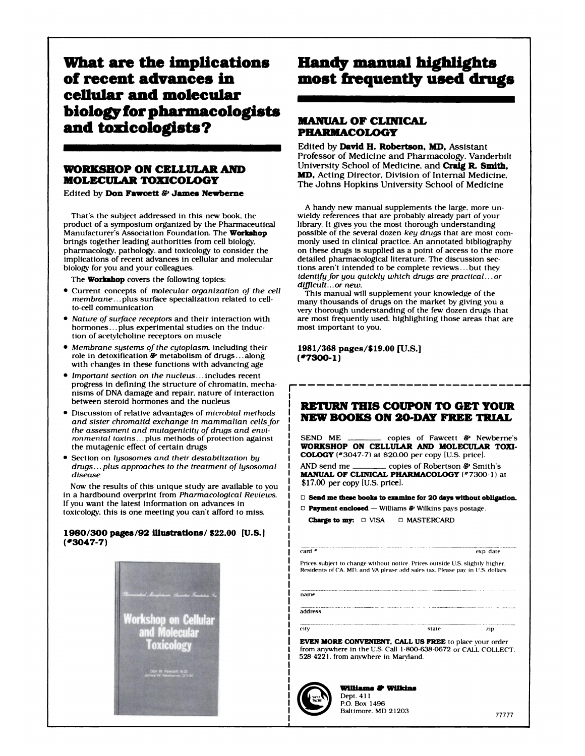# What are the implications of recent advances in cellular and molecular biology for pharmacologists and toxicologists?

## WORKSHOP ON CELLULAR AND MOLECULAR TOXICOLOGY

Edited by **Don Fawcett & James Newberne**

That's the subject addressed in this new book, the product of a symposium organized by the Pharmaceutical Manufacturer's Association Foundation. The **Workshop** brings together leading authorities from cell biology, pharmacology, pathology, and toxicology to consider the implications of recent advances in cellular and molecular biology for you and your colleagues.

The **Workshop** covers the following topics:

- Current concepts of *molecular organization of the cell membrane*... plus surface specialization related to cell-to-cell communication
- *Nature of surface receptors* and their interaction with hormones... plus experimental studies on the induction of acetylcholine receptors on muscle
- *Membrane systems of the cytoplasm*, including their role in detoxification & metabolism of drugs... along with changes in these functions with advancing age
- *Important section on the nucleus*... includes recent progress in defining the structure of chromatin, mechanisms of DNA damage and repair, nature of interaction between steroid hormones and the nucleus
- Discussion of relative advantages of *microbial methods and sister chromatid exchange in mammalian cells for the assessment and mutagenicity of drugs and environmental toxins*... plus methods of protection against the mutagenic effect of certain drugs
- Section on *lysosomes and their destabilization by drugs... plus approaches to the treatment of lysosomal disease*

Now the results of this unique study are available to you in a hardbound overprint from *Pharmacological Reviews*. If you want the latest information on advances in toxicology, this is one meeting you can't afford to miss.

**1980/300 pages/92 illustrations/ $22.00 [U.S.] (#3047-7)**

# Handy manual highlights most frequently used drugs

## MANUAL OF CLINICAL PHARMACOLOGY

Edited by **David H. Robertson, MD**, Assistant Professor of Medicine and Pharmacology, Vanderbilt University School of Medicine, and **Craig R. Smith, MD**, Acting Director, Division of Internal Medicine, The Johns Hopkins University School of Medicine

A handy new manual supplements the large, more unwieldy references that are probably already part of your library. It gives you the most thorough understanding possible of the several dozen *key drugs* that are most commonly used in clinical practice. An annotated bibliography on these drugs is supplied as a point of access to the more detailed pharmacological literature. The discussion sections aren't intended to be complete reviews... but they *identify for you quickly which drugs are practical... or difficult... or new.*

This manual will supplement your knowledge of the many thousands of drugs on the market by giving you a very thorough understanding of the few dozen drugs that are most frequently used, highlighting those areas that are most important to you.

**1981/368 pages/$19.00 [U.S.] (#7300-1)**

## RETURN THIS COUPON TO GET YOUR NEW BOOKS ON 20-DAY FREE TRIAL

SEND ME \_\_\_\_\_\_ copies of Fawcett & Newberne's **WORKSHOP ON CELLULAR AND MOLECULAR TOXICOLOGY** (#3047-7) at $20.00 per copy [U.S. price].

AND send me \_\_\_\_\_\_ copies of Robertson & Smith's **MANUAL OF CLINICAL PHARMACOLOGY** (#7300-1) at $17.00 per copy [U.S. price].

☐ **Send me these books to examine for 20 days without obligation.**

☐ **Payment enclosed** — Williams & Wilkins pays postage.

**Charge to my:** ☐ VISA ☐ MASTERCARD

card # \_\_\_\_\_\_ exp. date \_\_\_\_\_\_

Prices subject to change without notice. Prices outside U.S. slightly higher. Residents of CA, MD, and VA please add sales tax. Please pay in U.S. dollars.

name \_\_\_\_\_\_

address \_\_\_\_\_\_

city \_\_\_\_\_\_ state \_\_\_\_\_\_ zip \_\_\_\_\_\_

**EVEN MORE CONVENIENT, CALL US FREE** to place your order from anywhere in the U.S. Call 1-800-638-0672 or CALL COLLECT, 528-4221, from anywhere in Maryland.

**Williams & Wilkins**
Dept. 411
P.O. Box 1496
Baltimore, MD 21203

77777